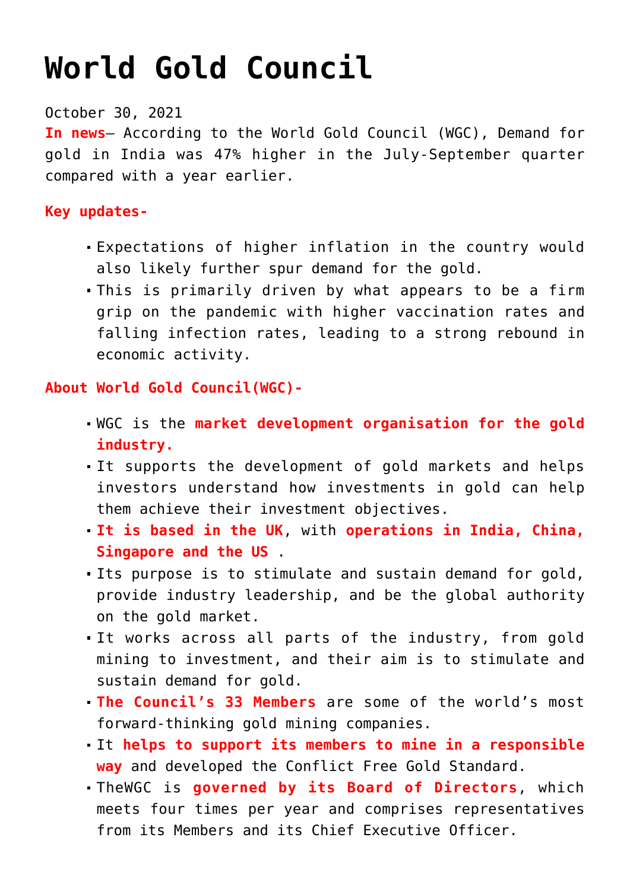# World Gold Council

October 30, 2021

**In news**– According to the World Gold Council (WGC), Demand for gold in India was 47% higher in the July-September quarter compared with a year earlier.

**Key updates-**

- Expectations of higher inflation in the country would also likely further spur demand for the gold.
- This is primarily driven by what appears to be a firm grip on the pandemic with higher vaccination rates and falling infection rates, leading to a strong rebound in economic activity.

**About World Gold Council(WGC)-**

- WGC is the **market development organisation for the gold industry.**
- It supports the development of gold markets and helps investors understand how investments in gold can help them achieve their investment objectives.
- **It is based in the UK**, with **operations in India, China, Singapore and the US** .
- Its purpose is to stimulate and sustain demand for gold, provide industry leadership, and be the global authority on the gold market.
- It works across all parts of the industry, from gold mining to investment, and their aim is to stimulate and sustain demand for gold.
- **The Council's 33 Members** are some of the world's most forward-thinking gold mining companies.
- It **helps to support its members to mine in a responsible way** and developed the Conflict Free Gold Standard.
- TheWGC is **governed by its Board of Directors**, which meets four times per year and comprises representatives from its Members and its Chief Executive Officer.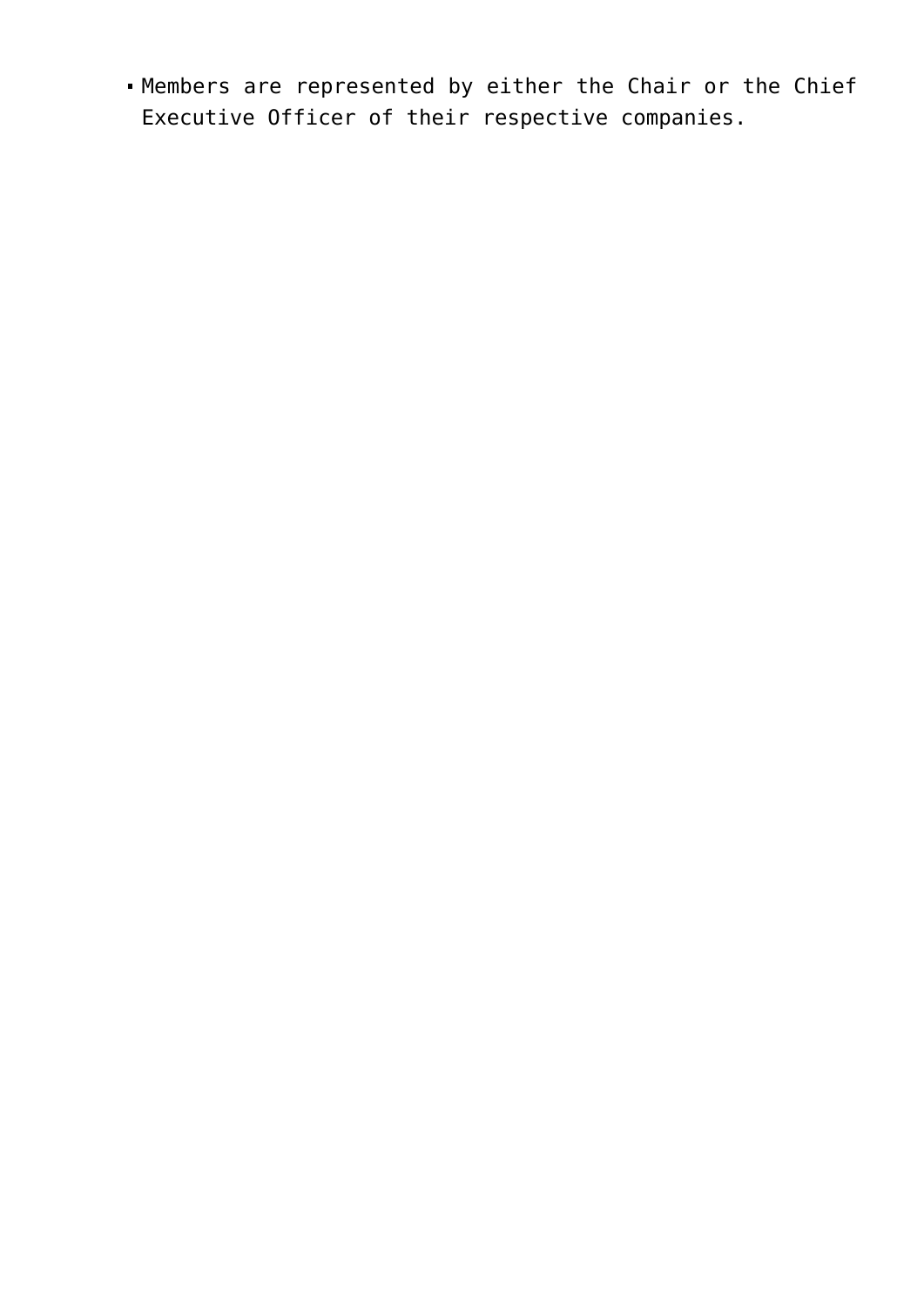- Members are represented by either the Chair or the Chief Executive Officer of their respective companies.